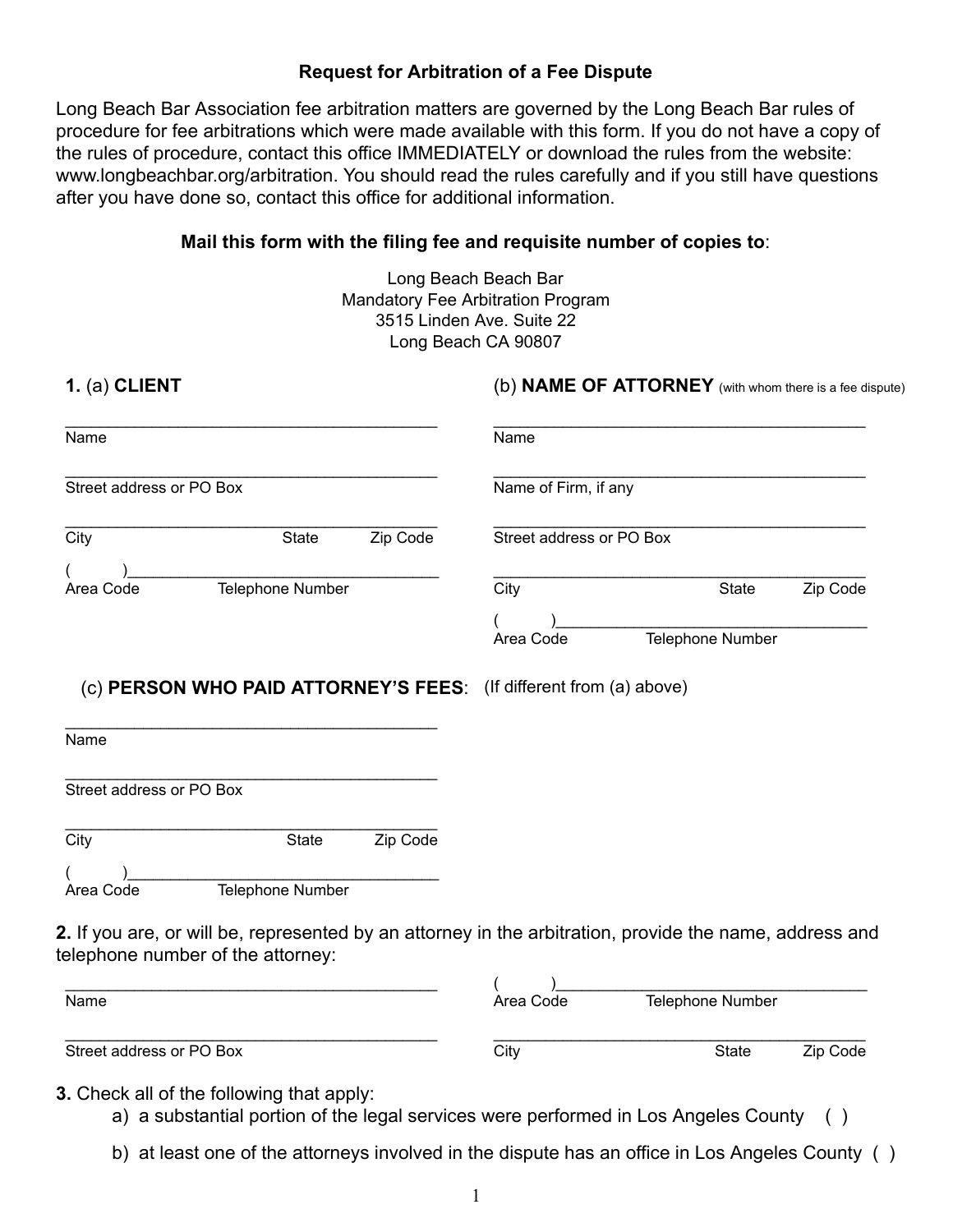# Request for Arbitration of a Fee Dispute

Long Beach Bar Association fee arbitration matters are governed by the Long Beach Bar rules of procedure for fee arbitrations which were made available with this form. If you do not have a copy of the rules of procedure, contact this office IMMEDIATELY or download the rules from the website: www.longbeachbar.org/arbitration. You should read the rules carefully and if you still have questions after you have done so, contact this office for additional information.

**Mail this form with the filing fee and requisite number of copies to**:

Long Beach Beach Bar
Mandatory Fee Arbitration Program
3515 Linden Ave. Suite 22
Long Beach CA 90807

**1.** (a) **CLIENT**

_______________________________________
Name

_______________________________________
Street address or PO Box

_______________________________________
City State Zip Code

( )_____________________________________
Area Code Telephone Number

(b) **NAME OF ATTORNEY** (with whom there is a fee dispute)

_______________________________________
Name

_______________________________________
Name of Firm, if any

_______________________________________
Street address or PO Box

_______________________________________
City State Zip Code

( )_____________________________________
Area Code Telephone Number

(c) **PERSON WHO PAID ATTORNEY'S FEES**: (If different from (a) above)

_______________________________________
Name

_______________________________________
Street address or PO Box

_______________________________________
City State Zip Code

( )_____________________________________
Area Code Telephone Number

**2.** If you are, or will be, represented by an attorney in the arbitration, provide the name, address and telephone number of the attorney:

_______________________________________
Name

_______________________________________
Street address or PO Box

( )_____________________________________
Area Code Telephone Number

_______________________________________
City State Zip Code

**3.** Check all of the following that apply:

a) a substantial portion of the legal services were performed in Los Angeles County ( )

b) at least one of the attorneys involved in the dispute has an office in Los Angeles County ( )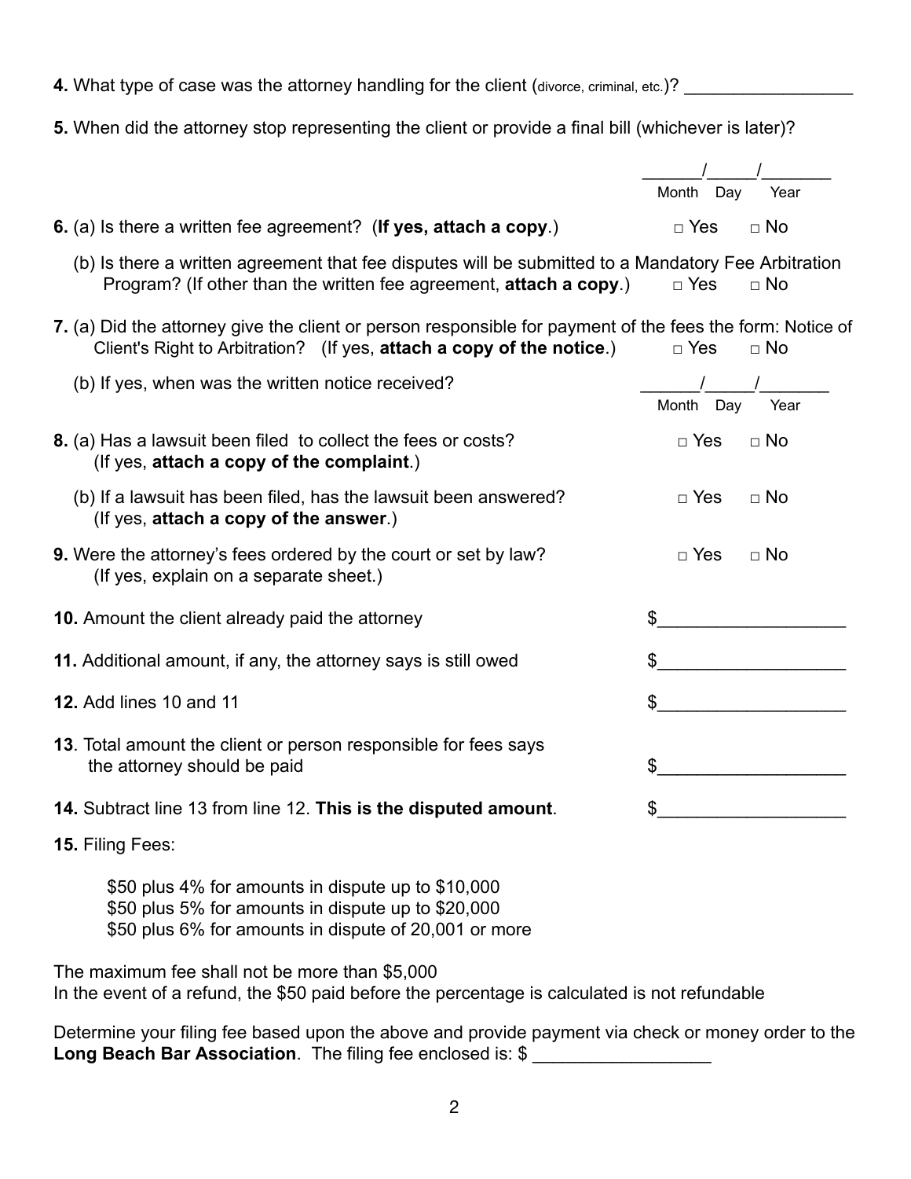**4.** What type of case was the attorney handling for the client (divorce, criminal, etc.)? _________________

**5.** When did the attorney stop representing the client or provide a final bill (whichever is later)?

______/_____/_______
Month Day Year

**6.** (a) Is there a written fee agreement? (**If yes, attach a copy**.) □ Yes □ No

(b) Is there a written agreement that fee disputes will be submitted to a Mandatory Fee Arbitration Program? (If other than the written fee agreement, **attach a copy**.) □ Yes □ No

**7.** (a) Did the attorney give the client or person responsible for payment of the fees the form: Notice of Client's Right to Arbitration? (If yes, **attach a copy of the notice**.) □ Yes □ No

(b) If yes, when was the written notice received? ______/_____/_______
Month Day Year

**8.** (a) Has a lawsuit been filed to collect the fees or costs? (If yes, **attach a copy of the complaint**.) □ Yes □ No

(b) If a lawsuit has been filed, has the lawsuit been answered? (If yes, **attach a copy of the answer**.) □ Yes □ No

**9.** Were the attorney's fees ordered by the court or set by law? (If yes, explain on a separate sheet.) □ Yes □ No

**10.** Amount the client already paid the attorney $___________________

**11.** Additional amount, if any, the attorney says is still owed $___________________

**12.** Add lines 10 and 11 $___________________

**13**. Total amount the client or person responsible for fees says the attorney should be paid $___________________

**14.** Subtract line 13 from line 12. **This is the disputed amount**. $___________________

**15.** Filing Fees:

$50 plus 4% for amounts in dispute up to $10,000
$50 plus 5% for amounts in dispute up to $20,000
$50 plus 6% for amounts in dispute of 20,001 or more

The maximum fee shall not be more than $5,000
In the event of a refund, the $50 paid before the percentage is calculated is not refundable

Determine your filing fee based upon the above and provide payment via check or money order to the **Long Beach Bar Association**. The filing fee enclosed is: $ __________________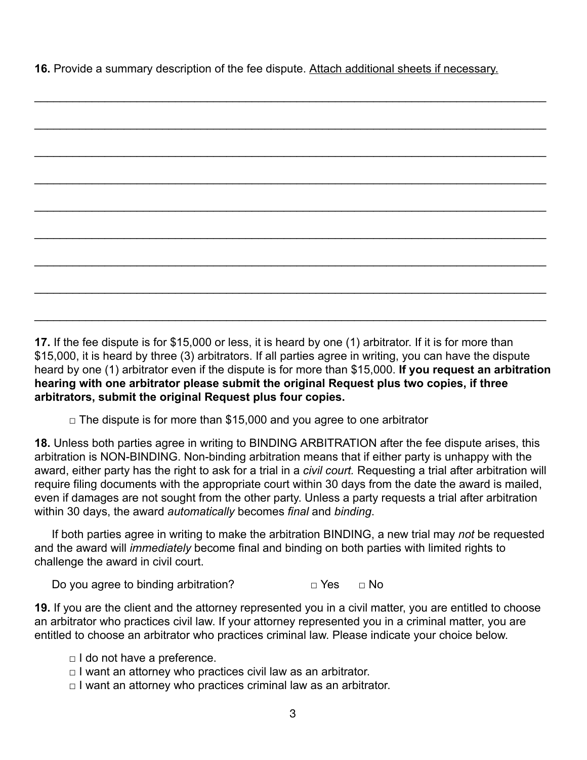**16.** Provide a summary description of the fee dispute. Attach additional sheets if necessary.

\_\_\_\_\_\_\_\_\_\_\_\_\_\_\_\_\_\_\_\_\_\_\_\_\_\_\_\_\_\_\_\_\_\_\_\_\_\_\_\_\_\_\_\_\_\_\_\_\_\_\_\_\_\_\_\_\_\_\_\_\_\_\_\_\_\_\_\_\_\_\_\_\_\_\_\_\_\_

\_\_\_\_\_\_\_\_\_\_\_\_\_\_\_\_\_\_\_\_\_\_\_\_\_\_\_\_\_\_\_\_\_\_\_\_\_\_\_\_\_\_\_\_\_\_\_\_\_\_\_\_\_\_\_\_\_\_\_\_\_\_\_\_\_\_\_\_\_\_\_\_\_\_\_\_\_\_

\_\_\_\_\_\_\_\_\_\_\_\_\_\_\_\_\_\_\_\_\_\_\_\_\_\_\_\_\_\_\_\_\_\_\_\_\_\_\_\_\_\_\_\_\_\_\_\_\_\_\_\_\_\_\_\_\_\_\_\_\_\_\_\_\_\_\_\_\_\_\_\_\_\_\_\_\_\_

\_\_\_\_\_\_\_\_\_\_\_\_\_\_\_\_\_\_\_\_\_\_\_\_\_\_\_\_\_\_\_\_\_\_\_\_\_\_\_\_\_\_\_\_\_\_\_\_\_\_\_\_\_\_\_\_\_\_\_\_\_\_\_\_\_\_\_\_\_\_\_\_\_\_\_\_\_\_

\_\_\_\_\_\_\_\_\_\_\_\_\_\_\_\_\_\_\_\_\_\_\_\_\_\_\_\_\_\_\_\_\_\_\_\_\_\_\_\_\_\_\_\_\_\_\_\_\_\_\_\_\_\_\_\_\_\_\_\_\_\_\_\_\_\_\_\_\_\_\_\_\_\_\_\_\_\_

\_\_\_\_\_\_\_\_\_\_\_\_\_\_\_\_\_\_\_\_\_\_\_\_\_\_\_\_\_\_\_\_\_\_\_\_\_\_\_\_\_\_\_\_\_\_\_\_\_\_\_\_\_\_\_\_\_\_\_\_\_\_\_\_\_\_\_\_\_\_\_\_\_\_\_\_\_\_

\_\_\_\_\_\_\_\_\_\_\_\_\_\_\_\_\_\_\_\_\_\_\_\_\_\_\_\_\_\_\_\_\_\_\_\_\_\_\_\_\_\_\_\_\_\_\_\_\_\_\_\_\_\_\_\_\_\_\_\_\_\_\_\_\_\_\_\_\_\_\_\_\_\_\_\_\_\_

\_\_\_\_\_\_\_\_\_\_\_\_\_\_\_\_\_\_\_\_\_\_\_\_\_\_\_\_\_\_\_\_\_\_\_\_\_\_\_\_\_\_\_\_\_\_\_\_\_\_\_\_\_\_\_\_\_\_\_\_\_\_\_\_\_\_\_\_\_\_\_\_\_\_\_\_\_\_

\_\_\_\_\_\_\_\_\_\_\_\_\_\_\_\_\_\_\_\_\_\_\_\_\_\_\_\_\_\_\_\_\_\_\_\_\_\_\_\_\_\_\_\_\_\_\_\_\_\_\_\_\_\_\_\_\_\_\_\_\_\_\_\_\_\_\_\_\_\_\_\_\_\_\_\_\_\_

**17.** If the fee dispute is for $15,000 or less, it is heard by one (1) arbitrator. If it is for more than $15,000, it is heard by three (3) arbitrators. If all parties agree in writing, you can have the dispute heard by one (1) arbitrator even if the dispute is for more than $15,000. **If you request an arbitration hearing with one arbitrator please submit the original Request plus two copies, if three arbitrators, submit the original Request plus four copies.**

□ The dispute is for more than $15,000 and you agree to one arbitrator

**18.** Unless both parties agree in writing to BINDING ARBITRATION after the fee dispute arises, this arbitration is NON-BINDING. Non-binding arbitration means that if either party is unhappy with the award, either party has the right to ask for a trial in a *civil court.* Requesting a trial after arbitration will require filing documents with the appropriate court within 30 days from the date the award is mailed, even if damages are not sought from the other party. Unless a party requests a trial after arbitration within 30 days, the award *automatically* becomes *final* and *binding*.

If both parties agree in writing to make the arbitration BINDING, a new trial may *not* be requested and the award will *immediately* become final and binding on both parties with limited rights to challenge the award in civil court.

Do you agree to binding arbitration? □ Yes □ No

**19.** If you are the client and the attorney represented you in a civil matter, you are entitled to choose an arbitrator who practices civil law. If your attorney represented you in a criminal matter, you are entitled to choose an arbitrator who practices criminal law. Please indicate your choice below.

□ I do not have a preference.
□ I want an attorney who practices civil law as an arbitrator.
□ I want an attorney who practices criminal law as an arbitrator.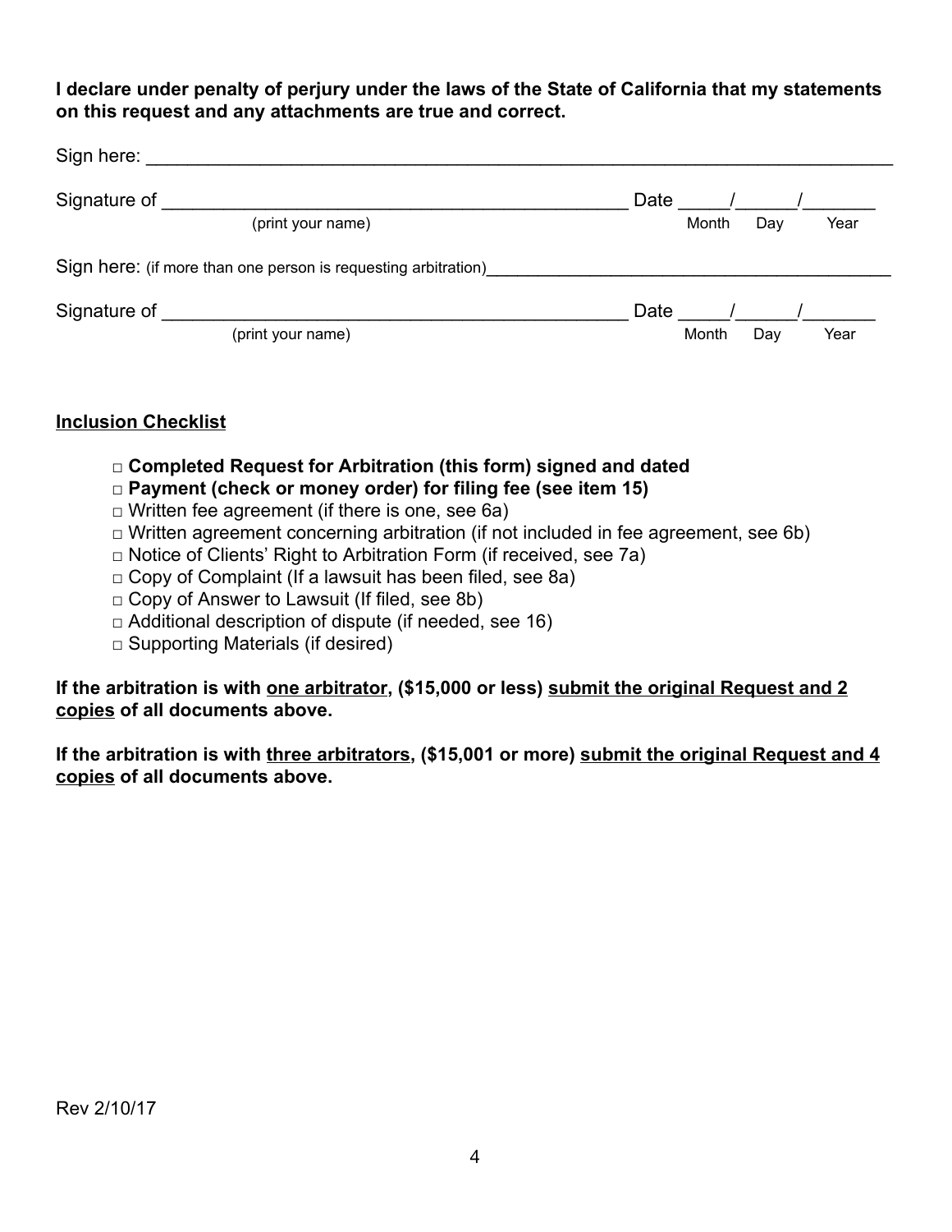**I declare under penalty of perjury under the laws of the State of California that my statements on this request and any attachments are true and correct.**

Sign here: ___________________________________________________________________________

Signature of _______________________________________________ Date _____/______/_______
(print your name) Month Day Year

Sign here: (if more than one person is requesting arbitration)___________________________________________

Signature of _______________________________________________ Date _____/______/_______
(print your name) Month Day Year

**Inclusion Checklist**

- □ **Completed Request for Arbitration (this form) signed and dated**
- □ **Payment (check or money order) for filing fee (see item 15)**
- □ Written fee agreement (if there is one, see 6a)
- □ Written agreement concerning arbitration (if not included in fee agreement, see 6b)
- □ Notice of Clients' Right to Arbitration Form (if received, see 7a)
- □ Copy of Complaint (If a lawsuit has been filed, see 8a)
- □ Copy of Answer to Lawsuit (If filed, see 8b)
- □ Additional description of dispute (if needed, see 16)
- □ Supporting Materials (if desired)

**If the arbitration is with one arbitrator, ($15,000 or less) submit the original Request and 2 copies of all documents above.**

**If the arbitration is with three arbitrators, ($15,001 or more) submit the original Request and 4 copies of all documents above.**

Rev 2/10/17